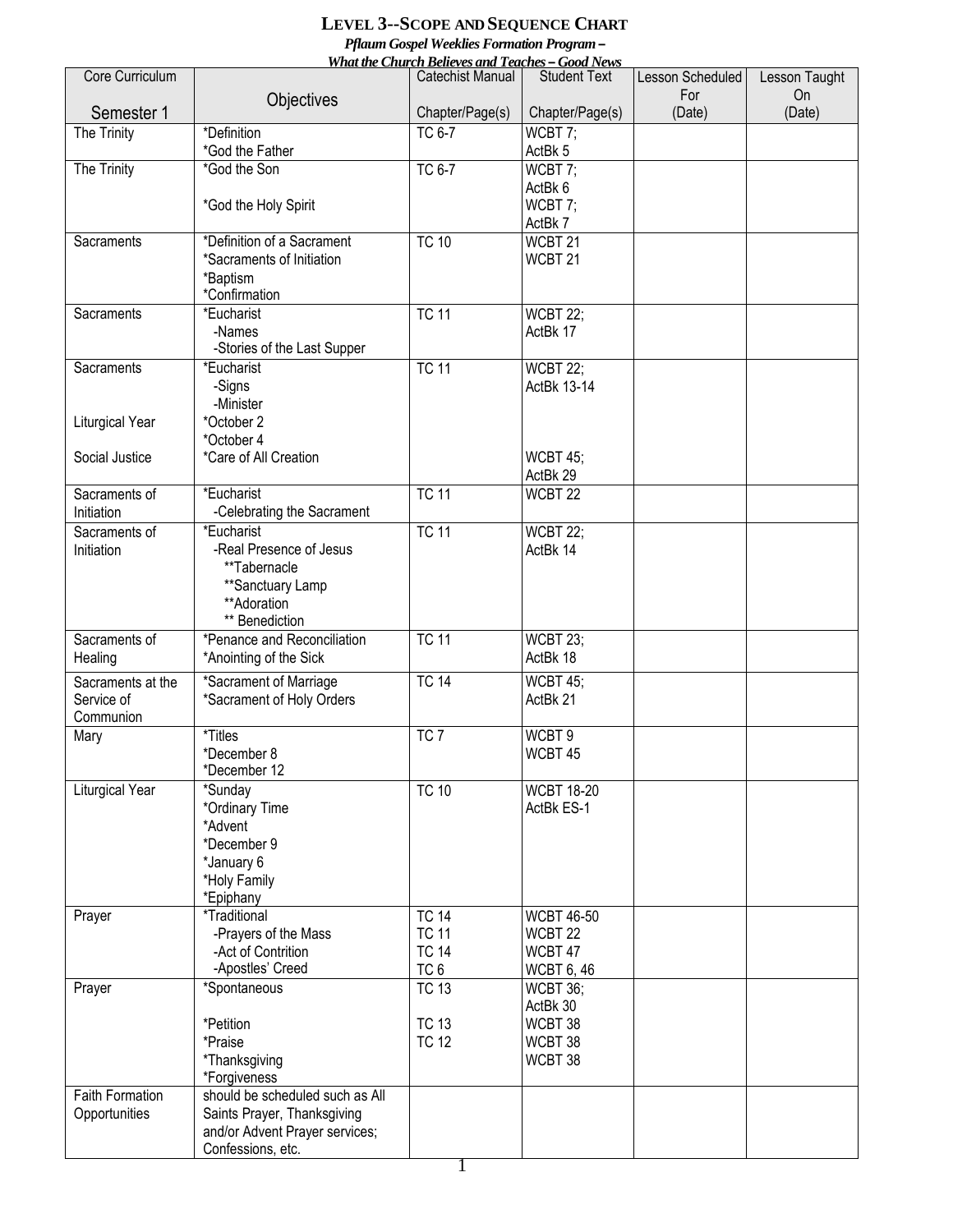# LEVEL 3--SCOPE AND SEQUENCE CHART

***Pflaum Gospel Weeklies Formation Program –***
***What the Church Believes and Teaches – Good News***

| Core Curriculum<br><br>Semester 1 | Objectives | Catechist Manual<br><br>Chapter/Page(s) | Student Text<br><br>Chapter/Page(s) | Lesson Scheduled For (Date) | Lesson Taught On (Date) |
|---|---|---|---|---|---|
| The Trinity | *Definition<br>*God the Father | TC 6-7 | WCBT 7;<br>ActBk 5 | | |
| The Trinity | *God the Son<br><br>*God the Holy Spirit | TC 6-7 | WCBT 7;<br>ActBk 6<br>WCBT 7;<br>ActBk 7 | | |
| Sacraments | *Definition of a Sacrament<br>*Sacraments of Initiation<br>*Baptism<br>*Confirmation | TC 10 | WCBT 21<br>WCBT 21 | | |
| Sacraments | *Eucharist<br>-Names<br>-Stories of the Last Supper | TC 11 | WCBT 22;<br>ActBk 17 | | |
| Sacraments<br><br><br>Liturgical Year<br><br>Social Justice | *Eucharist<br>-Signs<br>-Minister<br>*October 2<br>*October 4<br>*Care of All Creation | TC 11 | WCBT 22;<br>ActBk 13-14<br><br><br><br>WCBT 45;<br>ActBk 29 | | |
| Sacraments of Initiation | *Eucharist<br>-Celebrating the Sacrament | TC 11 | WCBT 22 | | |
| Sacraments of Initiation | *Eucharist<br>-Real Presence of Jesus<br>**Tabernacle<br>**Sanctuary Lamp<br>**Adoration<br>** Benediction | TC 11 | WCBT 22;<br>ActBk 14 | | |
| Sacraments of Healing | *Penance and Reconciliation<br>*Anointing of the Sick | TC 11 | WCBT 23;<br>ActBk 18 | | |
| Sacraments at the Service of Communion | *Sacrament of Marriage<br>*Sacrament of Holy Orders | TC 14 | WCBT 45;<br>ActBk 21 | | |
| Mary | *Titles<br>*December 8<br>*December 12 | TC 7 | WCBT 9<br>WCBT 45 | | |
| Liturgical Year | *Sunday<br>*Ordinary Time<br>*Advent<br>*December 9<br>*January 6<br>*Holy Family<br>*Epiphany | TC 10 | WCBT 18-20<br>ActBk ES-1 | | |
| Prayer | *Traditional<br>-Prayers of the Mass<br>-Act of Contrition<br>-Apostles' Creed | TC 14<br>TC 11<br>TC 14<br>TC 6 | WCBT 46-50<br>WCBT 22<br>WCBT 47<br>WCBT 6, 46 | | |
| Prayer | *Spontaneous<br><br>*Petition<br>*Praise<br>*Thanksgiving<br>*Forgiveness | TC 13<br><br>TC 13<br>TC 12 | WCBT 36;<br>ActBk 30<br>WCBT 38<br>WCBT 38<br>WCBT 38 | | |
| Faith Formation Opportunities | should be scheduled such as All Saints Prayer, Thanksgiving and/or Advent Prayer services; Confessions, etc. | | | | |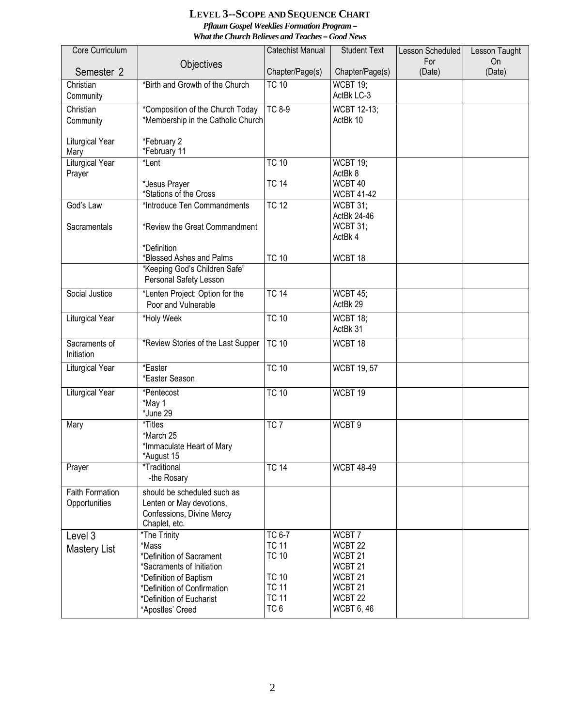## LEVEL 3--SCOPE AND SEQUENCE CHART

***Pflaum Gospel Weeklies Formation Program – What the Church Believes and Teaches – Good News***

| Core Curriculum<br>Semester 2 | Objectives | Catechist Manual<br>Chapter/Page(s) | Student Text<br>Chapter/Page(s) | Lesson Scheduled For (Date) | Lesson Taught On (Date) |
|---|---|---|---|---|---|
| Christian Community | *Birth and Growth of the Church | TC 10 | WCBT 19;<br>ActBk LC-3 | | |
| Christian Community<br><br>Liturgical Year<br>Mary | *Composition of the Church Today<br>*Membership in the Catholic Church<br><br>*February 2<br>*February 11 | TC 8-9 | WCBT 12-13;<br>ActBk 10 | | |
| Liturgical Year<br>Prayer | *Lent<br><br>*Jesus Prayer<br>*Stations of the Cross | TC 10<br><br>TC 14 | WCBT 19;<br>ActBk 8<br>WCBT 40<br>WCBT 41-42 | | |
| God's Law<br><br>Sacramentals | *Introduce Ten Commandments<br><br>*Review the Great Commandment<br><br>*Definition<br>*Blessed Ashes and Palms | TC 12<br><br><br><br><br>TC 10 | WCBT 31;<br>ActBk 24-46<br>WCBT 31;<br>ActBk 4<br><br>WCBT 18 | | |
| | "Keeping God's Children Safe" Personal Safety Lesson | | | | |
| Social Justice | *Lenten Project: Option for the Poor and Vulnerable | TC 14 | WCBT 45;<br>ActBk 29 | | |
| Liturgical Year | *Holy Week | TC 10 | WCBT 18;<br>ActBk 31 | | |
| Sacraments of Initiation | *Review Stories of the Last Supper | TC 10 | WCBT 18 | | |
| Liturgical Year | *Easter<br>*Easter Season | TC 10 | WCBT 19, 57 | | |
| Liturgical Year | *Pentecost<br>*May 1<br>*June 29 | TC 10 | WCBT 19 | | |
| Mary | *Titles<br>*March 25<br>*Immaculate Heart of Mary<br>*August 15 | TC 7 | WCBT 9 | | |
| Prayer | *Traditional<br>-the Rosary | TC 14 | WCBT 48-49 | | |
| Faith Formation Opportunities | should be scheduled such as Lenten or May devotions, Confessions, Divine Mercy Chaplet, etc. | | | | |
| Level 3<br>Mastery List | *The Trinity<br>*Mass<br>*Definition of Sacrament<br>*Sacraments of Initiation<br>*Definition of Baptism<br>*Definition of Confirmation<br>*Definition of Eucharist<br>*Apostles' Creed | TC 6-7<br>TC 11<br>TC 10<br><br>TC 10<br>TC 11<br>TC 11<br>TC 6 | WCBT 7<br>WCBT 22<br>WCBT 21<br>WCBT 21<br>WCBT 21<br>WCBT 21<br>WCBT 22<br>WCBT 6, 46 | | |